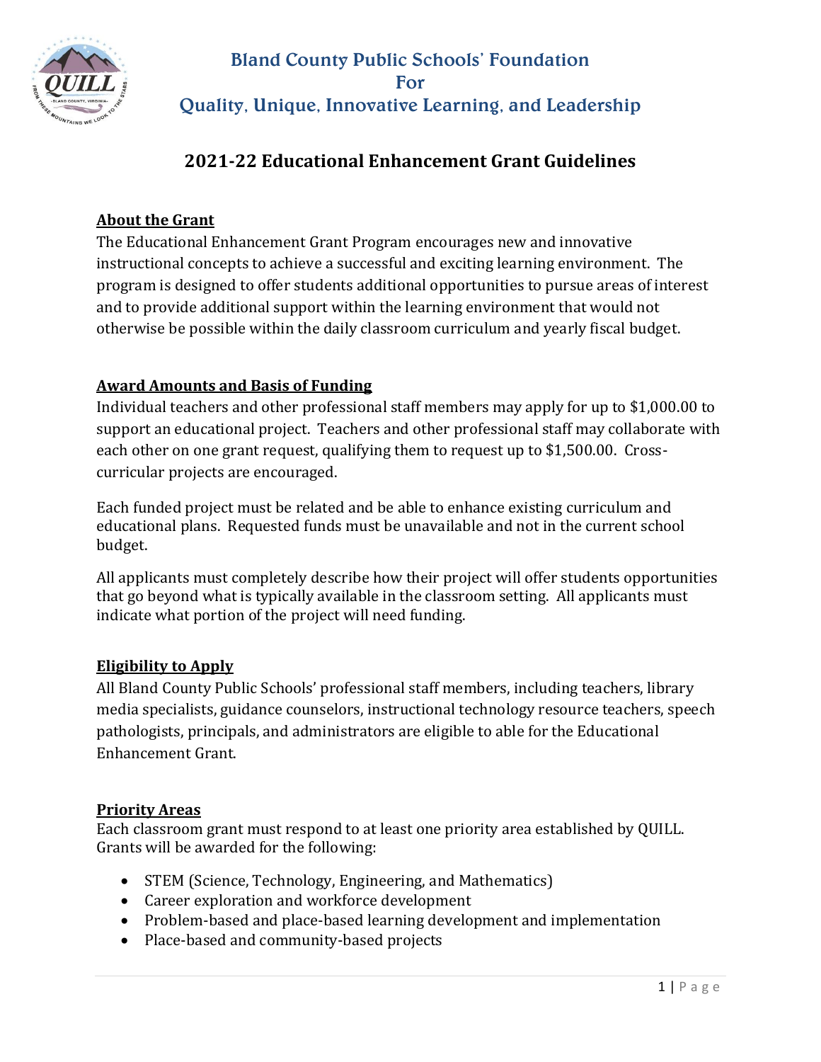# Bland County Public Schools' Foundation
# For
# Quality, Unique, Innovative Learning, and Leadership

## 2021-22 Educational Enhancement Grant Guidelines

**About the Grant**

The Educational Enhancement Grant Program encourages new and innovative instructional concepts to achieve a successful and exciting learning environment. The program is designed to offer students additional opportunities to pursue areas of interest and to provide additional support within the learning environment that would not otherwise be possible within the daily classroom curriculum and yearly fiscal budget.

**Award Amounts and Basis of Funding**

Individual teachers and other professional staff members may apply for up to $1,000.00 to support an educational project. Teachers and other professional staff may collaborate with each other on one grant request, qualifying them to request up to $1,500.00. Cross-curricular projects are encouraged.

Each funded project must be related and be able to enhance existing curriculum and educational plans. Requested funds must be unavailable and not in the current school budget.

All applicants must completely describe how their project will offer students opportunities that go beyond what is typically available in the classroom setting. All applicants must indicate what portion of the project will need funding.

**Eligibility to Apply**

All Bland County Public Schools' professional staff members, including teachers, library media specialists, guidance counselors, instructional technology resource teachers, speech pathologists, principals, and administrators are eligible to able for the Educational Enhancement Grant.

**Priority Areas**

Each classroom grant must respond to at least one priority area established by QUILL. Grants will be awarded for the following:

- STEM (Science, Technology, Engineering, and Mathematics)
- Career exploration and workforce development
- Problem-based and place-based learning development and implementation
- Place-based and community-based projects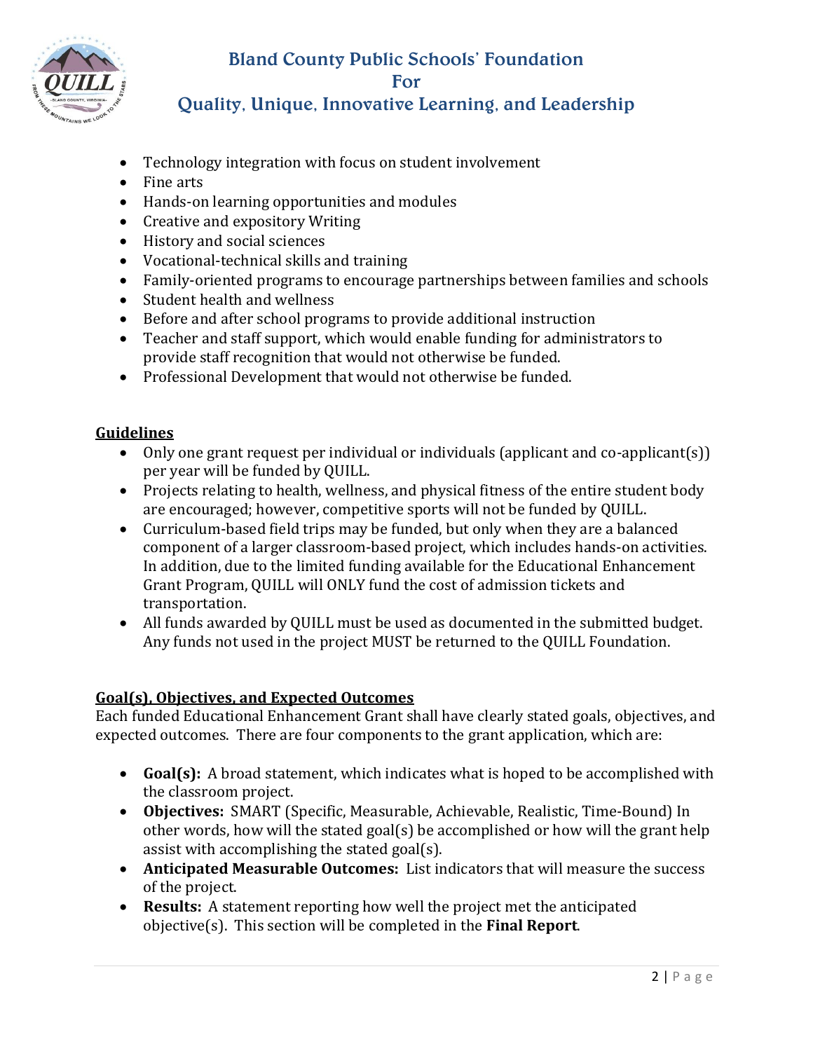- Technology integration with focus on student involvement
- Fine arts
- Hands-on learning opportunities and modules
- Creative and expository Writing
- History and social sciences
- Vocational-technical skills and training
- Family-oriented programs to encourage partnerships between families and schools
- Student health and wellness
- Before and after school programs to provide additional instruction
- Teacher and staff support, which would enable funding for administrators to provide staff recognition that would not otherwise be funded.
- Professional Development that would not otherwise be funded.

## <u>Guidelines</u>

- Only one grant request per individual or individuals (applicant and co-applicant(s)) per year will be funded by QUILL.
- Projects relating to health, wellness, and physical fitness of the entire student body are encouraged; however, competitive sports will not be funded by QUILL.
- Curriculum-based field trips may be funded, but only when they are a balanced component of a larger classroom-based project, which includes hands-on activities. In addition, due to the limited funding available for the Educational Enhancement Grant Program, QUILL will ONLY fund the cost of admission tickets and transportation.
- All funds awarded by QUILL must be used as documented in the submitted budget. Any funds not used in the project MUST be returned to the QUILL Foundation.

## <u>Goal(s), Objectives, and Expected Outcomes</u>

Each funded Educational Enhancement Grant shall have clearly stated goals, objectives, and expected outcomes. There are four components to the grant application, which are:

- **Goal(s):** A broad statement, which indicates what is hoped to be accomplished with the classroom project.
- **Objectives:** SMART (Specific, Measurable, Achievable, Realistic, Time-Bound) In other words, how will the stated goal(s) be accomplished or how will the grant help assist with accomplishing the stated goal(s).
- **Anticipated Measurable Outcomes:** List indicators that will measure the success of the project.
- **Results:** A statement reporting how well the project met the anticipated objective(s). This section will be completed in the **Final Report**.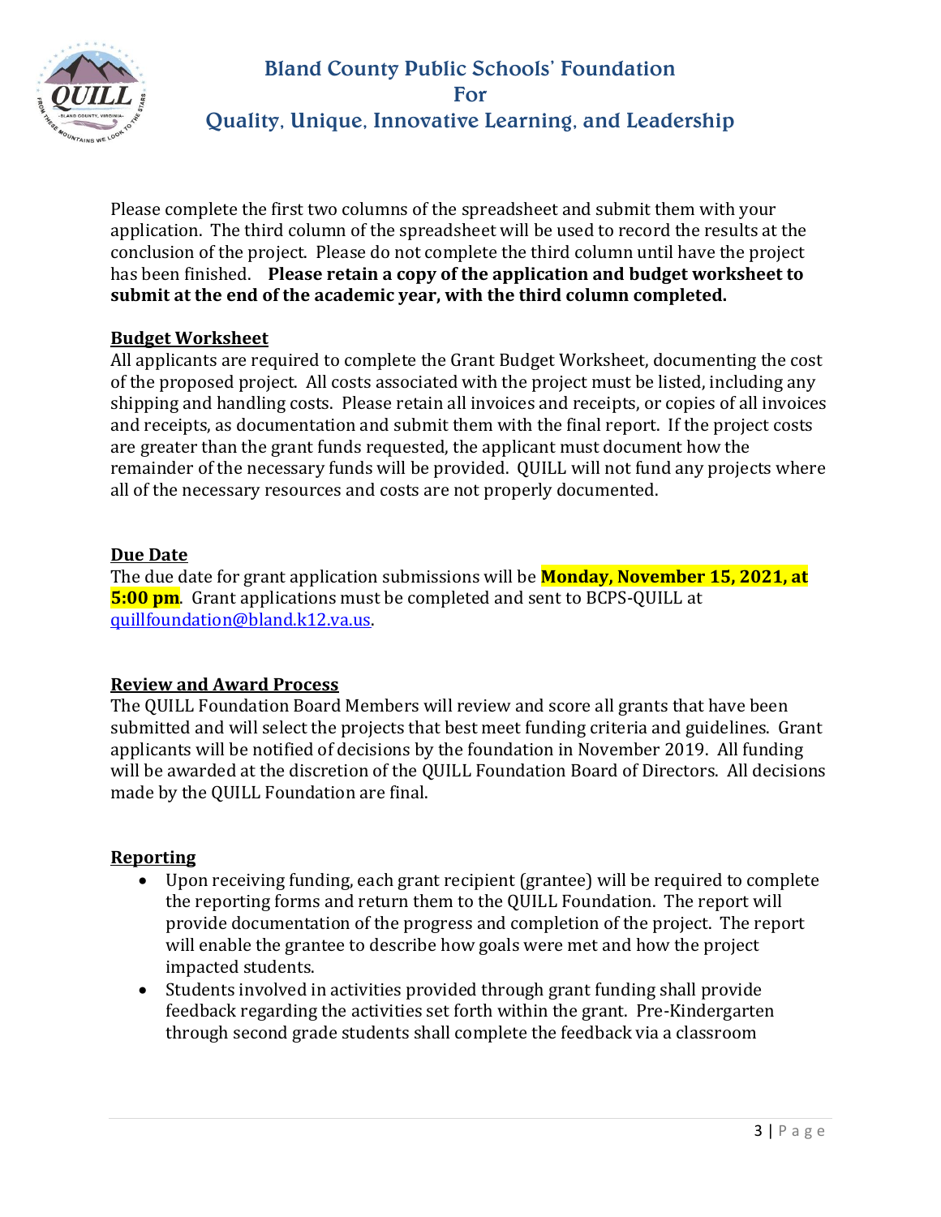Please complete the first two columns of the spreadsheet and submit them with your application. The third column of the spreadsheet will be used to record the results at the conclusion of the project. Please do not complete the third column until have the project has been finished. **Please retain a copy of the application and budget worksheet to submit at the end of the academic year, with the third column completed.**

## Budget Worksheet

All applicants are required to complete the Grant Budget Worksheet, documenting the cost of the proposed project. All costs associated with the project must be listed, including any shipping and handling costs. Please retain all invoices and receipts, or copies of all invoices and receipts, as documentation and submit them with the final report. If the project costs are greater than the grant funds requested, the applicant must document how the remainder of the necessary funds will be provided. QUILL will not fund any projects where all of the necessary resources and costs are not properly documented.

## Due Date

The due date for grant application submissions will be **Monday, November 15, 2021, at 5:00 pm**. Grant applications must be completed and sent to BCPS-QUILL at quillfoundation@bland.k12.va.us.

## Review and Award Process

The QUILL Foundation Board Members will review and score all grants that have been submitted and will select the projects that best meet funding criteria and guidelines. Grant applicants will be notified of decisions by the foundation in November 2019. All funding will be awarded at the discretion of the QUILL Foundation Board of Directors. All decisions made by the QUILL Foundation are final.

## Reporting

- Upon receiving funding, each grant recipient (grantee) will be required to complete the reporting forms and return them to the QUILL Foundation. The report will provide documentation of the progress and completion of the project. The report will enable the grantee to describe how goals were met and how the project impacted students.
- Students involved in activities provided through grant funding shall provide feedback regarding the activities set forth within the grant. Pre-Kindergarten through second grade students shall complete the feedback via a classroom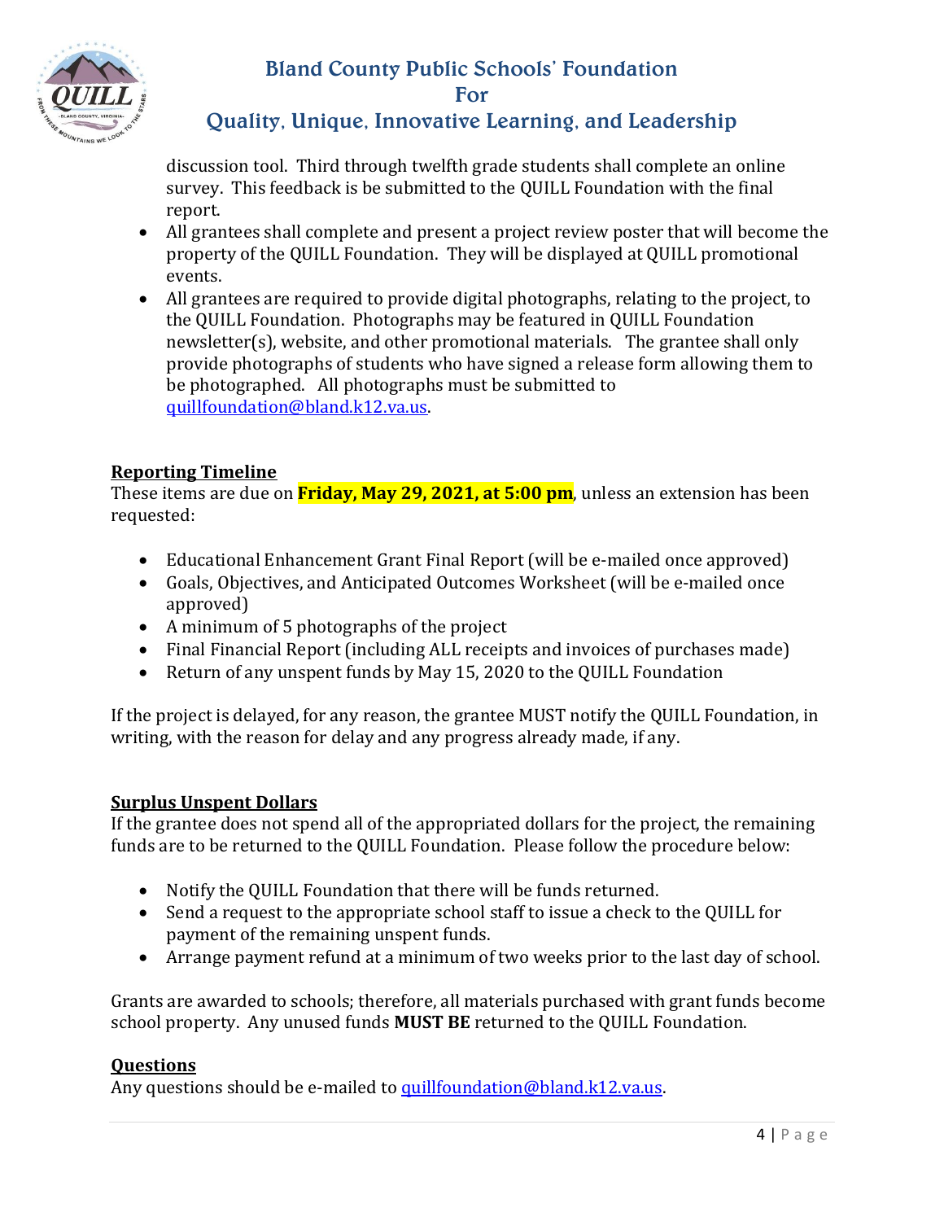discussion tool. Third through twelfth grade students shall complete an online survey. This feedback is be submitted to the QUILL Foundation with the final report.
- All grantees shall complete and present a project review poster that will become the property of the QUILL Foundation. They will be displayed at QUILL promotional events.
- All grantees are required to provide digital photographs, relating to the project, to the QUILL Foundation. Photographs may be featured in QUILL Foundation newsletter(s), website, and other promotional materials. The grantee shall only provide photographs of students who have signed a release form allowing them to be photographed. All photographs must be submitted to quillfoundation@bland.k12.va.us.

## Reporting Timeline

These items are due on **Friday, May 29, 2021, at 5:00 pm**, unless an extension has been requested:

- Educational Enhancement Grant Final Report (will be e-mailed once approved)
- Goals, Objectives, and Anticipated Outcomes Worksheet (will be e-mailed once approved)
- A minimum of 5 photographs of the project
- Final Financial Report (including ALL receipts and invoices of purchases made)
- Return of any unspent funds by May 15, 2020 to the QUILL Foundation

If the project is delayed, for any reason, the grantee MUST notify the QUILL Foundation, in writing, with the reason for delay and any progress already made, if any.

## Surplus Unspent Dollars

If the grantee does not spend all of the appropriated dollars for the project, the remaining funds are to be returned to the QUILL Foundation. Please follow the procedure below:

- Notify the QUILL Foundation that there will be funds returned.
- Send a request to the appropriate school staff to issue a check to the QUILL for payment of the remaining unspent funds.
- Arrange payment refund at a minimum of two weeks prior to the last day of school.

Grants are awarded to schools; therefore, all materials purchased with grant funds become school property. Any unused funds **MUST BE** returned to the QUILL Foundation.

## Questions

Any questions should be e-mailed to quillfoundation@bland.k12.va.us.